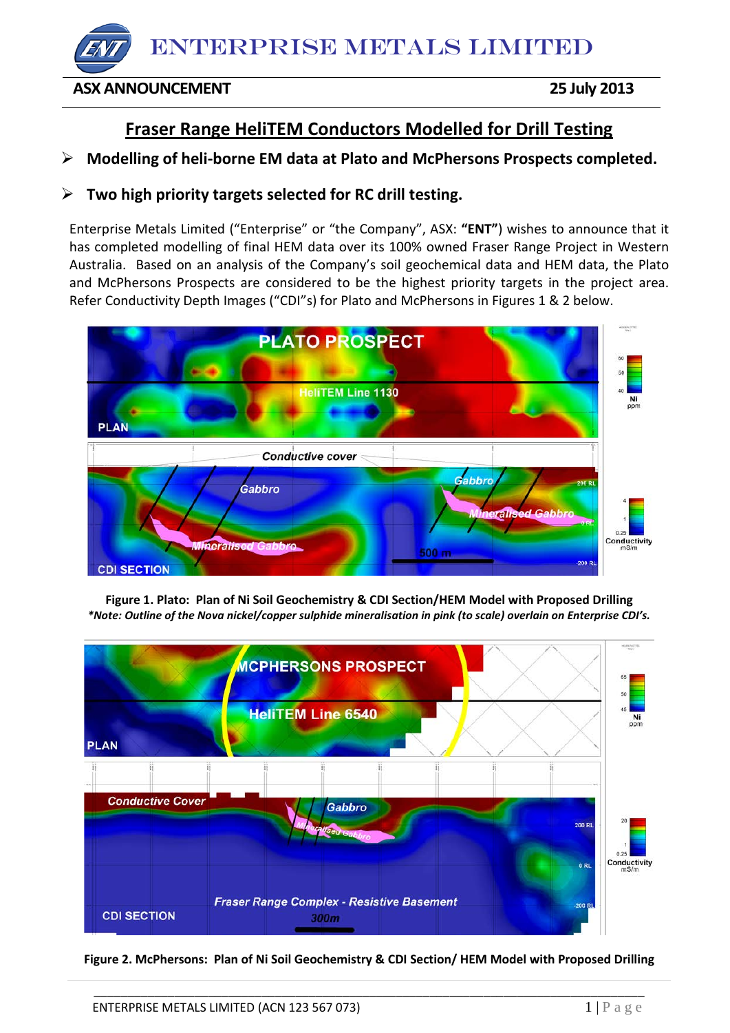ENTERPRISE METALS LIMITED

**ASX ANNOUNCEMENT** **25 July 2013**

# Fraser Range HeliTEM Conductors Modelled for Drill Testing

- **Modelling of heli-borne EM data at Plato and McPhersons Prospects completed.**
- **Two high priority targets selected for RC drill testing.**

Enterprise Metals Limited ("Enterprise" or "the Company", ASX: **"ENT"**) wishes to announce that it has completed modelling of final HEM data over its 100% owned Fraser Range Project in Western Australia. Based on an analysis of the Company's soil geochemical data and HEM data, the Plato and McPhersons Prospects are considered to be the highest priority targets in the project area. Refer Conductivity Depth Images ("CDI"s) for Plato and McPhersons in Figures 1 & 2 below.

**Figure 1. Plato: Plan of Ni Soil Geochemistry & CDI Section/HEM Model with Proposed Drilling**
***Note: Outline of the Nova nickel/copper sulphide mineralisation in pink (to scale) overlain on Enterprise CDI's.**

**Figure 2. McPhersons: Plan of Ni Soil Geochemistry & CDI Section/ HEM Model with Proposed Drilling**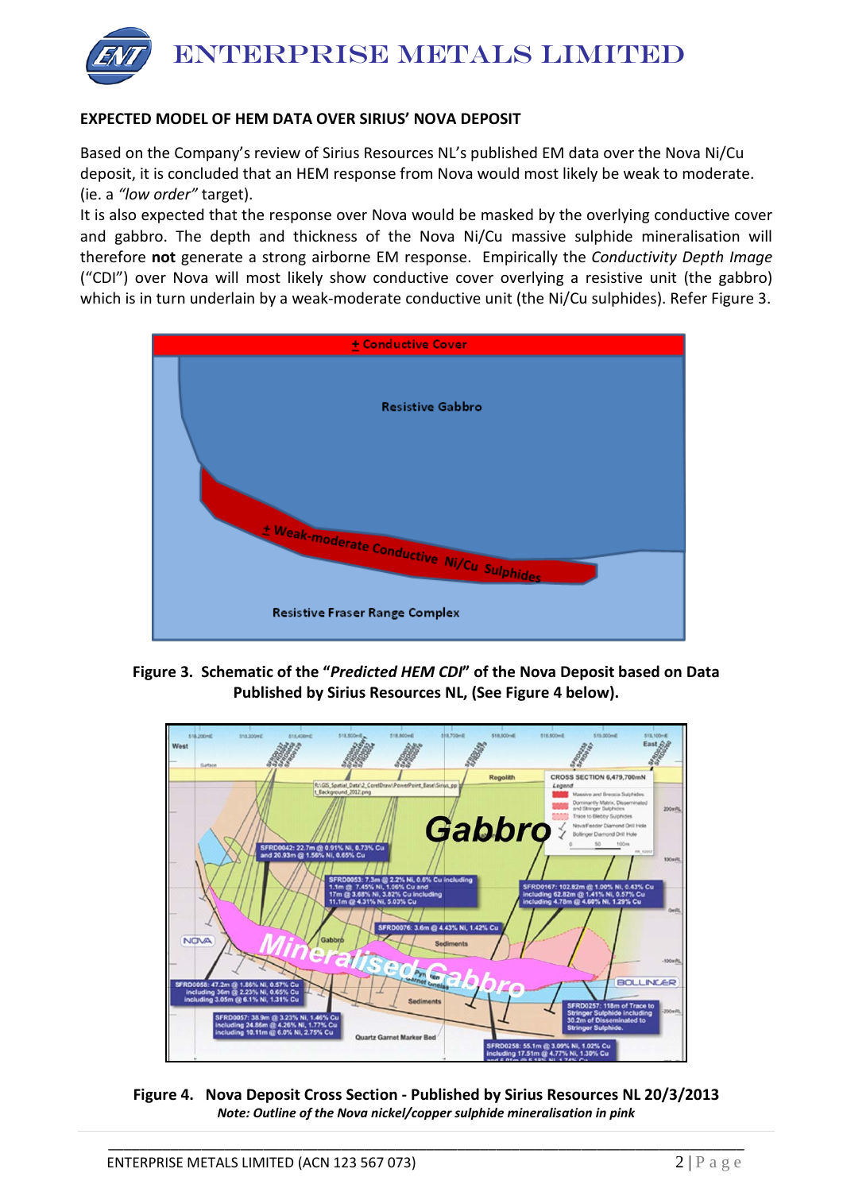## EXPECTED MODEL OF HEM DATA OVER SIRIUS' NOVA DEPOSIT

Based on the Company's review of Sirius Resources NL's published EM data over the Nova Ni/Cu deposit, it is concluded that an HEM response from Nova would most likely be weak to moderate. (ie. a *"low order"* target).

It is also expected that the response over Nova would be masked by the overlying conductive cover and gabbro. The depth and thickness of the Nova Ni/Cu massive sulphide mineralisation will therefore **not** generate a strong airborne EM response. Empirically the *Conductivity Depth Image* ("CDI") over Nova will most likely show conductive cover overlying a resistive unit (the gabbro) which is in turn underlain by a weak-moderate conductive unit (the Ni/Cu sulphides). Refer Figure 3.

**Figure 3. Schematic of the "*Predicted HEM CDI*" of the Nova Deposit based on Data Published by Sirius Resources NL, (See Figure 4 below).**

**Figure 4. Nova Deposit Cross Section - Published by Sirius Resources NL 20/3/2013**

***Note: Outline of the Nova nickel/copper sulphide mineralisation in pink***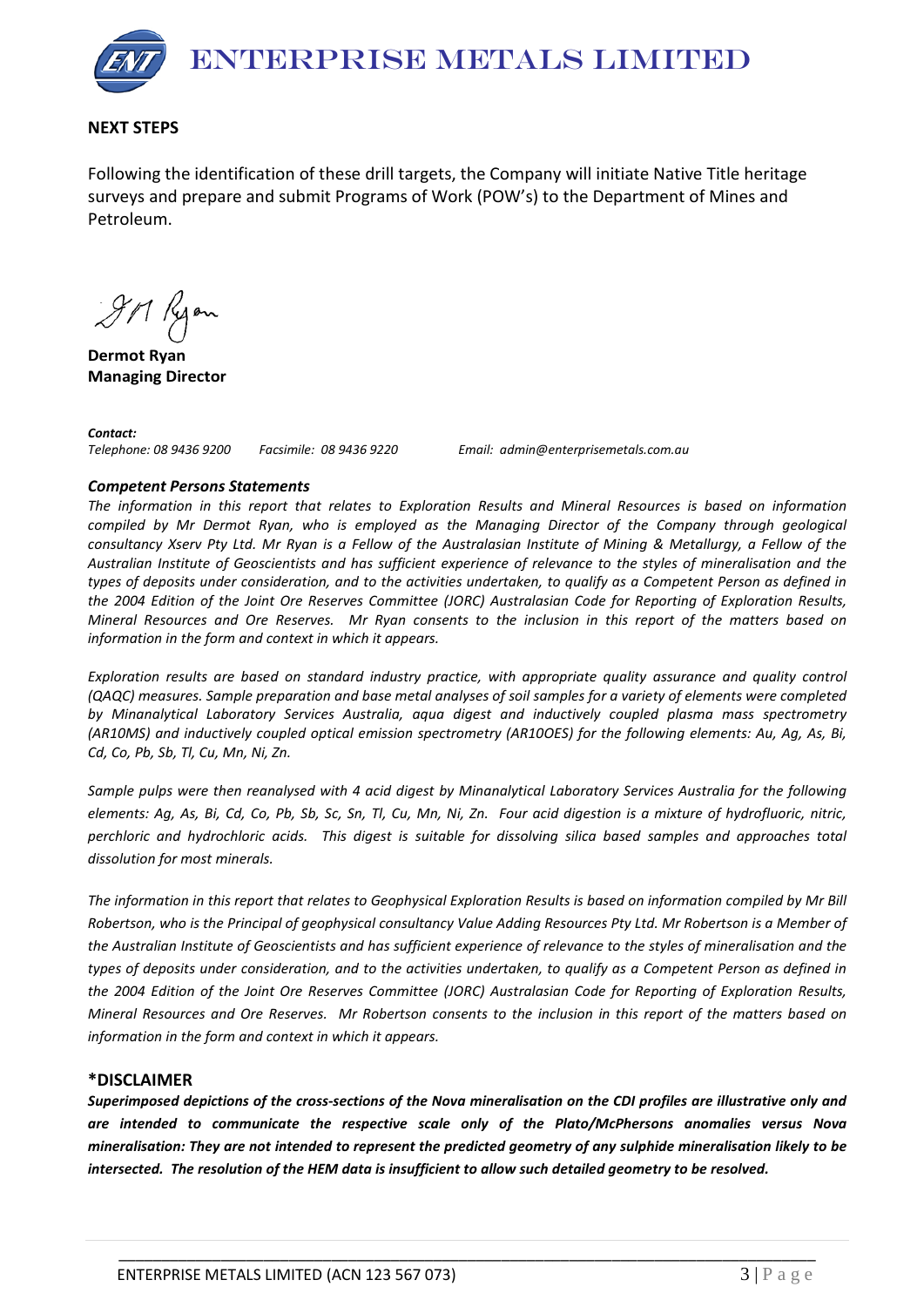## NEXT STEPS

Following the identification of these drill targets, the Company will initiate Native Title heritage surveys and prepare and submit Programs of Work (POW's) to the Department of Mines and Petroleum.

**Dermot Ryan**
**Managing Director**

***Contact:***
*Telephone: 08 9436 9200 Facsimile: 08 9436 9220 Email: admin@enterprisemetals.com.au*

### *Competent Persons Statements*

*The information in this report that relates to Exploration Results and Mineral Resources is based on information compiled by Mr Dermot Ryan, who is employed as the Managing Director of the Company through geological consultancy Xserv Pty Ltd. Mr Ryan is a Fellow of the Australasian Institute of Mining & Metallurgy, a Fellow of the Australian Institute of Geoscientists and has sufficient experience of relevance to the styles of mineralisation and the types of deposits under consideration, and to the activities undertaken, to qualify as a Competent Person as defined in the 2004 Edition of the Joint Ore Reserves Committee (JORC) Australasian Code for Reporting of Exploration Results, Mineral Resources and Ore Reserves. Mr Ryan consents to the inclusion in this report of the matters based on information in the form and context in which it appears.*

*Exploration results are based on standard industry practice, with appropriate quality assurance and quality control (QAQC) measures. Sample preparation and base metal analyses of soil samples for a variety of elements were completed by Minanalytical Laboratory Services Australia, aqua digest and inductively coupled plasma mass spectrometry (AR10MS) and inductively coupled optical emission spectrometry (AR10OES) for the following elements: Au, Ag, As, Bi, Cd, Co, Pb, Sb, Tl, Cu, Mn, Ni, Zn.*

*Sample pulps were then reanalysed with 4 acid digest by Minanalytical Laboratory Services Australia for the following elements: Ag, As, Bi, Cd, Co, Pb, Sb, Sc, Sn, Tl, Cu, Mn, Ni, Zn. Four acid digestion is a mixture of hydrofluoric, nitric, perchloric and hydrochloric acids. This digest is suitable for dissolving silica based samples and approaches total dissolution for most minerals.*

*The information in this report that relates to Geophysical Exploration Results is based on information compiled by Mr Bill Robertson, who is the Principal of geophysical consultancy Value Adding Resources Pty Ltd. Mr Robertson is a Member of the Australian Institute of Geoscientists and has sufficient experience of relevance to the styles of mineralisation and the types of deposits under consideration, and to the activities undertaken, to qualify as a Competent Person as defined in the 2004 Edition of the Joint Ore Reserves Committee (JORC) Australasian Code for Reporting of Exploration Results, Mineral Resources and Ore Reserves. Mr Robertson consents to the inclusion in this report of the matters based on information in the form and context in which it appears.*

## *DISCLAIMER

***Superimposed depictions of the cross-sections of the Nova mineralisation on the CDI profiles are illustrative only and are intended to communicate the respective scale only of the Plato/McPhersons anomalies versus Nova mineralisation: They are not intended to represent the predicted geometry of any sulphide mineralisation likely to be intersected. The resolution of the HEM data is insufficient to allow such detailed geometry to be resolved.***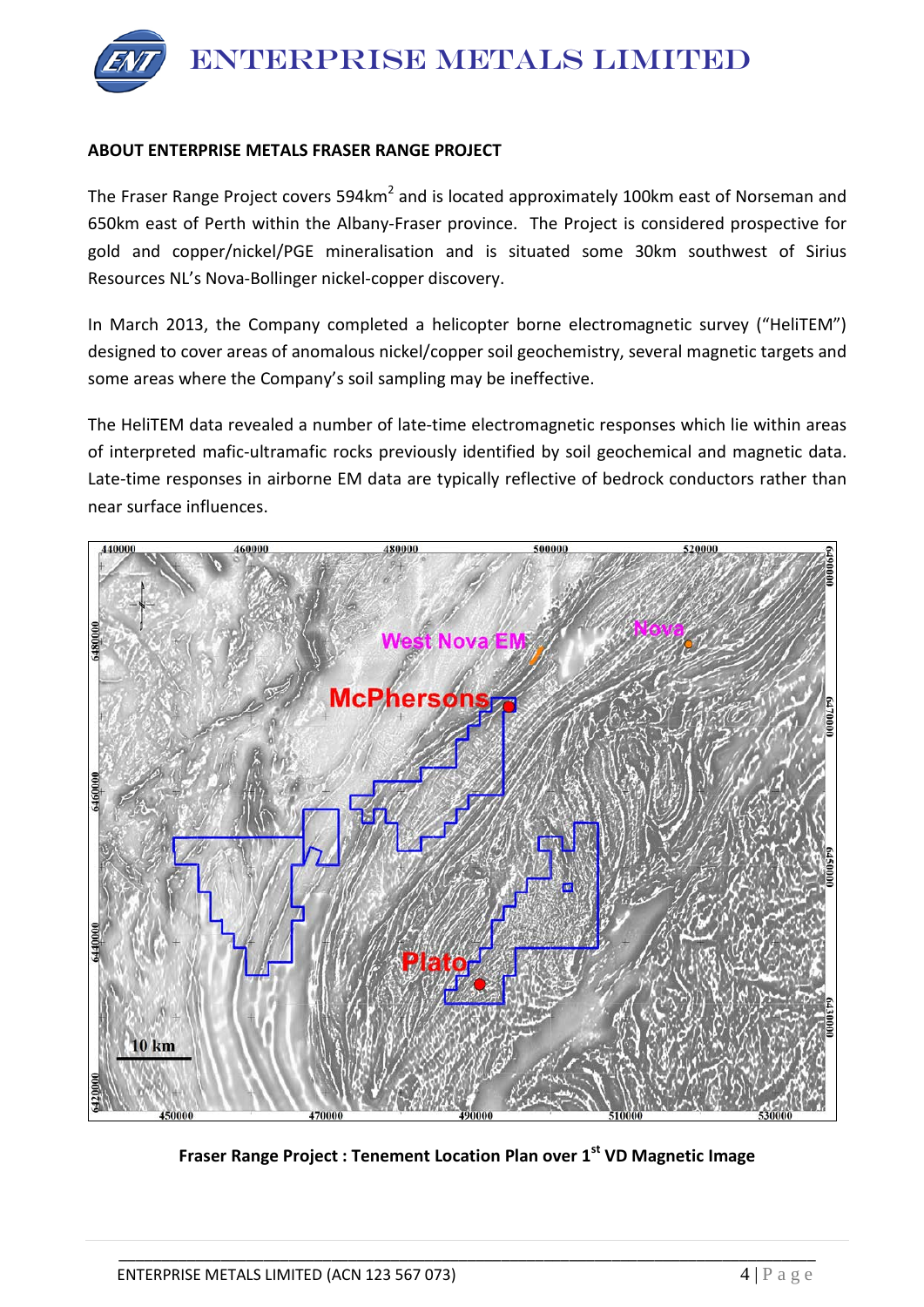## ABOUT ENTERPRISE METALS FRASER RANGE PROJECT

The Fraser Range Project covers 594km$^2$ and is located approximately 100km east of Norseman and 650km east of Perth within the Albany-Fraser province. The Project is considered prospective for gold and copper/nickel/PGE mineralisation and is situated some 30km southwest of Sirius Resources NL's Nova-Bollinger nickel-copper discovery.

In March 2013, the Company completed a helicopter borne electromagnetic survey ("HeliTEM") designed to cover areas of anomalous nickel/copper soil geochemistry, several magnetic targets and some areas where the Company's soil sampling may be ineffective.

The HeliTEM data revealed a number of late-time electromagnetic responses which lie within areas of interpreted mafic-ultramafic rocks previously identified by soil geochemical and magnetic data. Late-time responses in airborne EM data are typically reflective of bedrock conductors rather than near surface influences.

440000
460000
480000
500000
520000
6490000
6480000
6470000
6460000
6450000
6440000
6430000
6420000
450000
470000
490000
510000
530000
West Nova EM
Nova
McPhersons
Plato
10 km

**Fraser Range Project : Tenement Location Plan over 1st VD Magnetic Image**